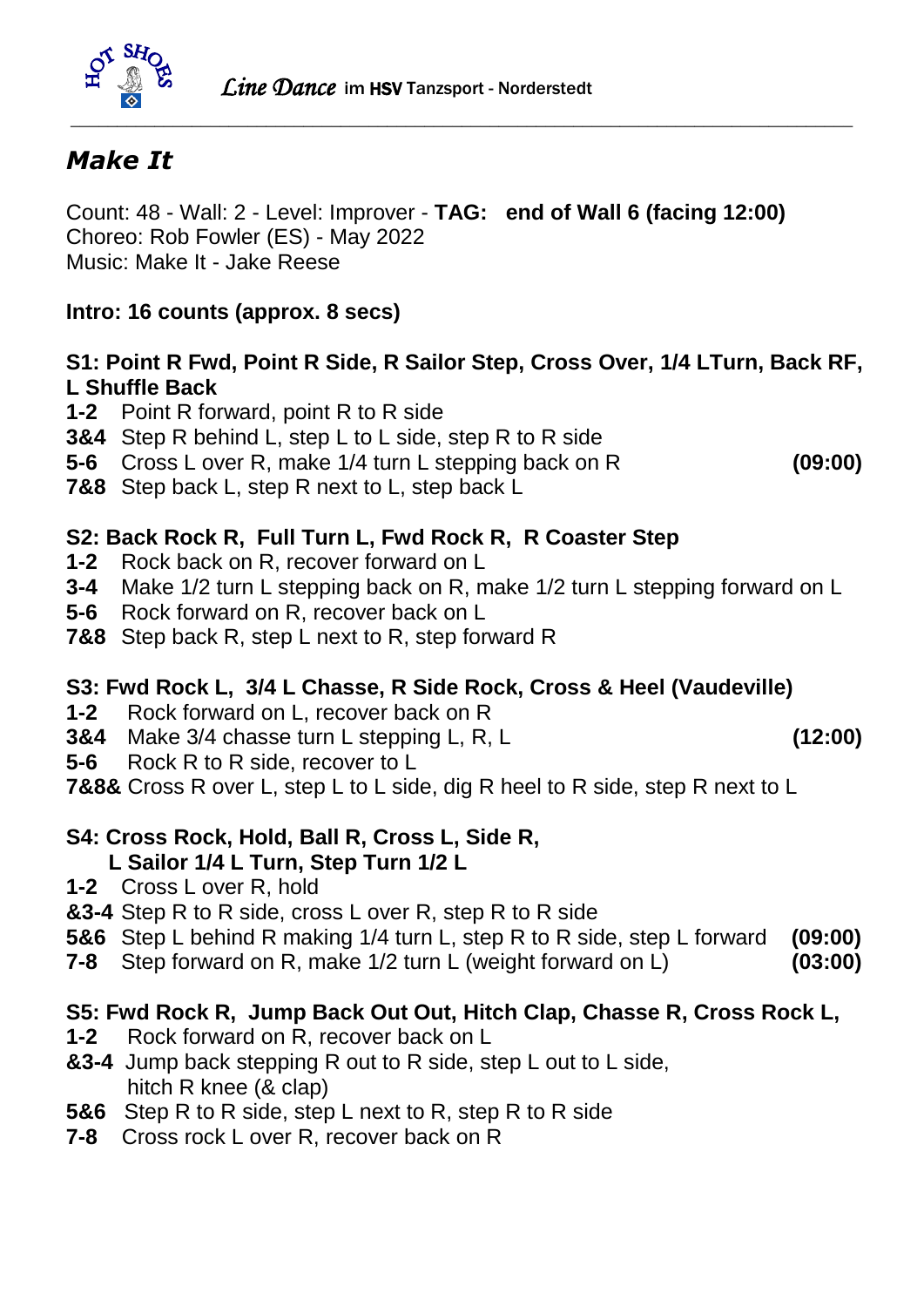# Make It

Count: 48 - Wall: 2 - Level: Improver - **TAG: end of Wall 6 (facing 12:00)**
Choreo: Rob Fowler (ES) - May 2022
Music: Make It - Jake Reese

**Intro: 16 counts (approx. 8 secs)**

**S1: Point R Fwd, Point R Side, R Sailor Step, Cross Over, 1/4 LTurn, Back RF, L Shuffle Back**

**1-2** Point R forward, point R to R side
**3&4** Step R behind L, step L to L side, step R to R side
**5-6** Cross L over R, make 1/4 turn L stepping back on R **(09:00)**
**7&8** Step back L, step R next to L, step back L

**S2: Back Rock R, Full Turn L, Fwd Rock R, R Coaster Step**

**1-2** Rock back on R, recover forward on L
**3-4** Make 1/2 turn L stepping back on R, make 1/2 turn L stepping forward on L
**5-6** Rock forward on R, recover back on L
**7&8** Step back R, step L next to R, step forward R

**S3: Fwd Rock L, 3/4 L Chasse, R Side Rock, Cross & Heel (Vaudeville)**

**1-2** Rock forward on L, recover back on R
**3&4** Make 3/4 chasse turn L stepping L, R, L **(12:00)**
**5-6** Rock R to R side, recover to L
**7&8&** Cross R over L, step L to L side, dig R heel to R side, step R next to L

**S4: Cross Rock, Hold, Ball R, Cross L, Side R, L Sailor 1/4 L Turn, Step Turn 1/2 L**

**1-2** Cross L over R, hold
**&3-4** Step R to R side, cross L over R, step R to R side
**5&6** Step L behind R making 1/4 turn L, step R to R side, step L forward **(09:00)**
**7-8** Step forward on R, make 1/2 turn L (weight forward on L) **(03:00)**

**S5: Fwd Rock R, Jump Back Out Out, Hitch Clap, Chasse R, Cross Rock L,**

**1-2** Rock forward on R, recover back on L
**&3-4** Jump back stepping R out to R side, step L out to L side, hitch R knee (& clap)
**5&6** Step R to R side, step L next to R, step R to R side
**7-8** Cross rock L over R, recover back on R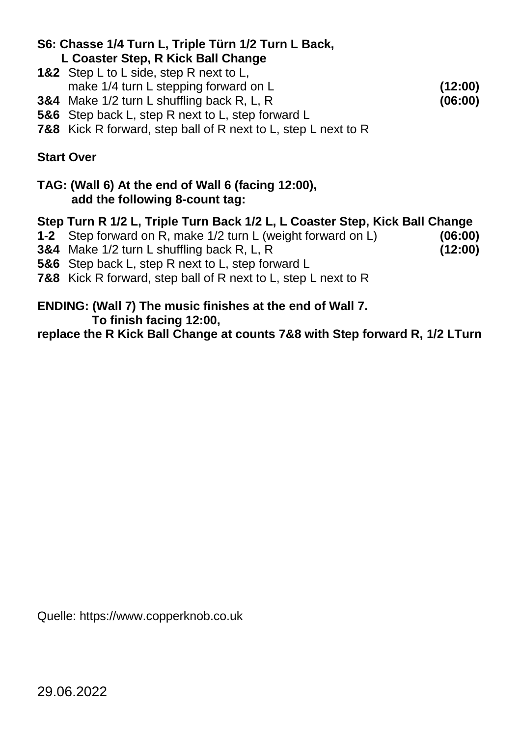**S6: Chasse 1/4 Turn L, Triple Türn 1/2 Turn L Back, L Coaster Step, R Kick Ball Change**

**1&2** Step L to L side, step R next to L, make 1/4 turn L stepping forward on L **(12:00)**
**3&4** Make 1/2 turn L shuffling back R, L, R **(06:00)**
**5&6** Step back L, step R next to L, step forward L
**7&8** Kick R forward, step ball of R next to L, step L next to R

**Start Over**

**TAG: (Wall 6) At the end of Wall 6 (facing 12:00), add the following 8-count tag:**

**Step Turn R 1/2 L, Triple Turn Back 1/2 L, L Coaster Step, Kick Ball Change**

**1-2** Step forward on R, make 1/2 turn L (weight forward on L) **(06:00)**
**3&4** Make 1/2 turn L shuffling back R, L, R **(12:00)**
**5&6** Step back L, step R next to L, step forward L
**7&8** Kick R forward, step ball of R next to L, step L next to R

**ENDING: (Wall 7) The music finishes at the end of Wall 7. To finish facing 12:00,**
**replace the R Kick Ball Change at counts 7&8 with Step forward R, 1/2 LTurn**

Quelle: https://www.copperknob.co.uk

29.06.2022